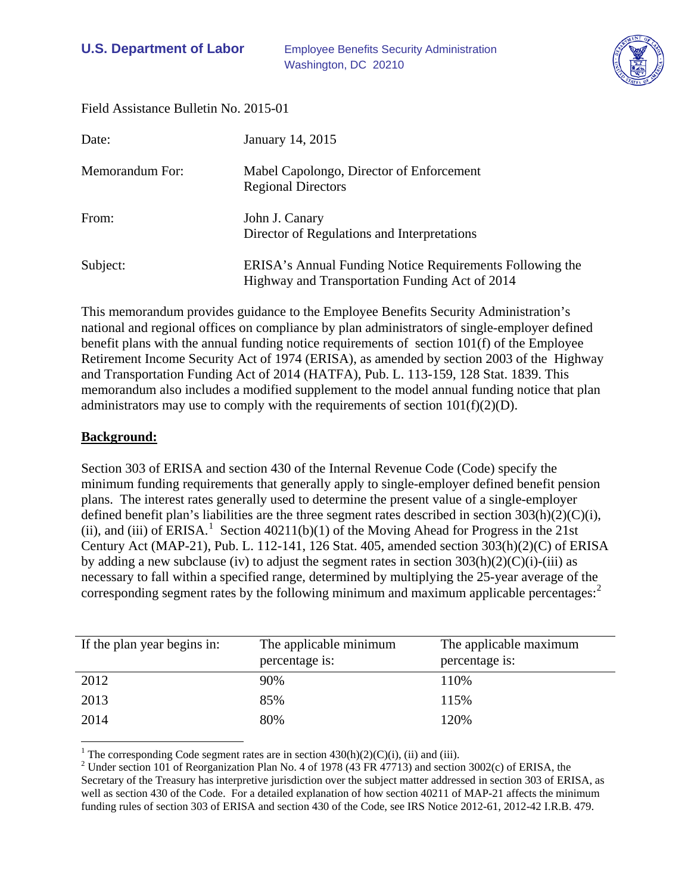**U.S. Department of Labor** Employee Benefits Security Administration
Washington, DC 20210

Field Assistance Bulletin No. 2015-01

| | |
|---|---|
| Date: | January 14, 2015 |
| Memorandum For: | Mabel Capolongo, Director of Enforcement<br>Regional Directors |
| From: | John J. Canary<br>Director of Regulations and Interpretations |
| Subject: | ERISA's Annual Funding Notice Requirements Following the Highway and Transportation Funding Act of 2014 |

This memorandum provides guidance to the Employee Benefits Security Administration's national and regional offices on compliance by plan administrators of single-employer defined benefit plans with the annual funding notice requirements of section 101(f) of the Employee Retirement Income Security Act of 1974 (ERISA), as amended by section 2003 of the Highway and Transportation Funding Act of 2014 (HATFA), Pub. L. 113-159, 128 Stat. 1839. This memorandum also includes a modified supplement to the model annual funding notice that plan administrators may use to comply with the requirements of section 101(f)(2)(D).

**Background:**

Section 303 of ERISA and section 430 of the Internal Revenue Code (Code) specify the minimum funding requirements that generally apply to single-employer defined benefit pension plans. The interest rates generally used to determine the present value of a single-employer defined benefit plan's liabilities are the three segment rates described in section 303(h)(2)(C)(i), (ii), and (iii) of ERISA.[1] Section 40211(b)(1) of the Moving Ahead for Progress in the 21st Century Act (MAP-21), Pub. L. 112-141, 126 Stat. 405, amended section 303(h)(2)(C) of ERISA by adding a new subclause (iv) to adjust the segment rates in section 303(h)(2)(C)(i)-(iii) as necessary to fall within a specified range, determined by multiplying the 25-year average of the corresponding segment rates by the following minimum and maximum applicable percentages:[2]

| If the plan year begins in: | The applicable minimum percentage is: | The applicable maximum percentage is: |
|---|---|---|
| 2012 | 90% | 110% |
| 2013 | 85% | 115% |
| 2014 | 80% | 120% |

[1] The corresponding Code segment rates are in section 430(h)(2)(C)(i), (ii) and (iii).

[2] Under section 101 of Reorganization Plan No. 4 of 1978 (43 FR 47713) and section 3002(c) of ERISA, the Secretary of the Treasury has interpretive jurisdiction over the subject matter addressed in section 303 of ERISA, as well as section 430 of the Code. For a detailed explanation of how section 40211 of MAP-21 affects the minimum funding rules of section 303 of ERISA and section 430 of the Code, see IRS Notice 2012-61, 2012-42 I.R.B. 479.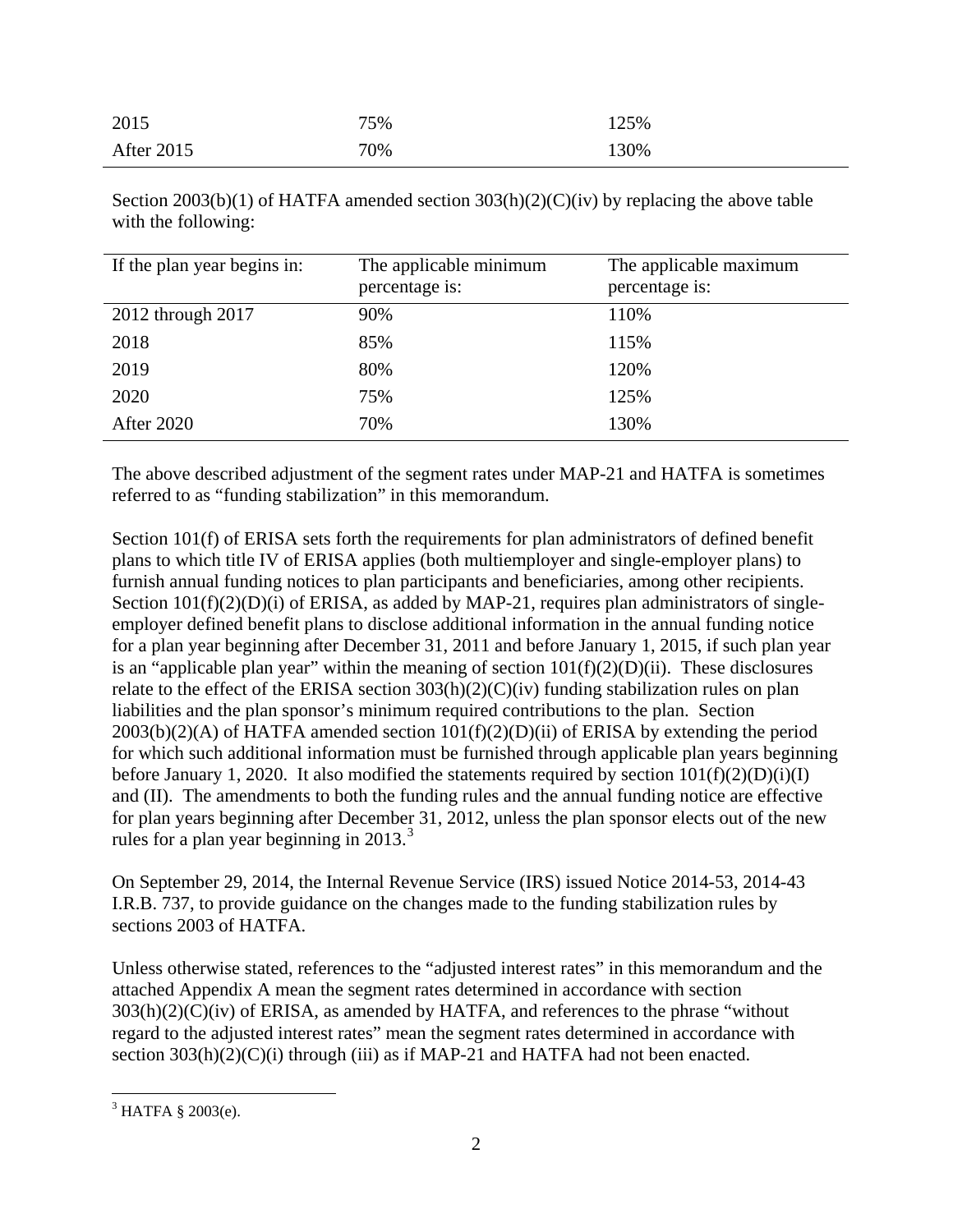| | | |
|---|---|---|
| 2015 | 75% | 125% |
| After 2015 | 70% | 130% |

Section 2003(b)(1) of HATFA amended section 303(h)(2)(C)(iv) by replacing the above table with the following:

| If the plan year begins in: | The applicable minimum percentage is: | The applicable maximum percentage is: |
|---|---|---|
| 2012 through 2017 | 90% | 110% |
| 2018 | 85% | 115% |
| 2019 | 80% | 120% |
| 2020 | 75% | 125% |
| After 2020 | 70% | 130% |

The above described adjustment of the segment rates under MAP-21 and HATFA is sometimes referred to as "funding stabilization" in this memorandum.

Section 101(f) of ERISA sets forth the requirements for plan administrators of defined benefit plans to which title IV of ERISA applies (both multiemployer and single-employer plans) to furnish annual funding notices to plan participants and beneficiaries, among other recipients. Section 101(f)(2)(D)(i) of ERISA, as added by MAP-21, requires plan administrators of single-employer defined benefit plans to disclose additional information in the annual funding notice for a plan year beginning after December 31, 2011 and before January 1, 2015, if such plan year is an "applicable plan year" within the meaning of section 101(f)(2)(D)(ii). These disclosures relate to the effect of the ERISA section 303(h)(2)(C)(iv) funding stabilization rules on plan liabilities and the plan sponsor's minimum required contributions to the plan. Section 2003(b)(2)(A) of HATFA amended section 101(f)(2)(D)(ii) of ERISA by extending the period for which such additional information must be furnished through applicable plan years beginning before January 1, 2020. It also modified the statements required by section 101(f)(2)(D)(i)(I) and (II). The amendments to both the funding rules and the annual funding notice are effective for plan years beginning after December 31, 2012, unless the plan sponsor elects out of the new rules for a plan year beginning in 2013.[3]

On September 29, 2014, the Internal Revenue Service (IRS) issued Notice 2014-53, 2014-43 I.R.B. 737, to provide guidance on the changes made to the funding stabilization rules by sections 2003 of HATFA.

Unless otherwise stated, references to the "adjusted interest rates" in this memorandum and the attached Appendix A mean the segment rates determined in accordance with section 303(h)(2)(C)(iv) of ERISA, as amended by HATFA, and references to the phrase "without regard to the adjusted interest rates" mean the segment rates determined in accordance with section 303(h)(2)(C)(i) through (iii) as if MAP-21 and HATFA had not been enacted.

[3] HATFA § 2003(e).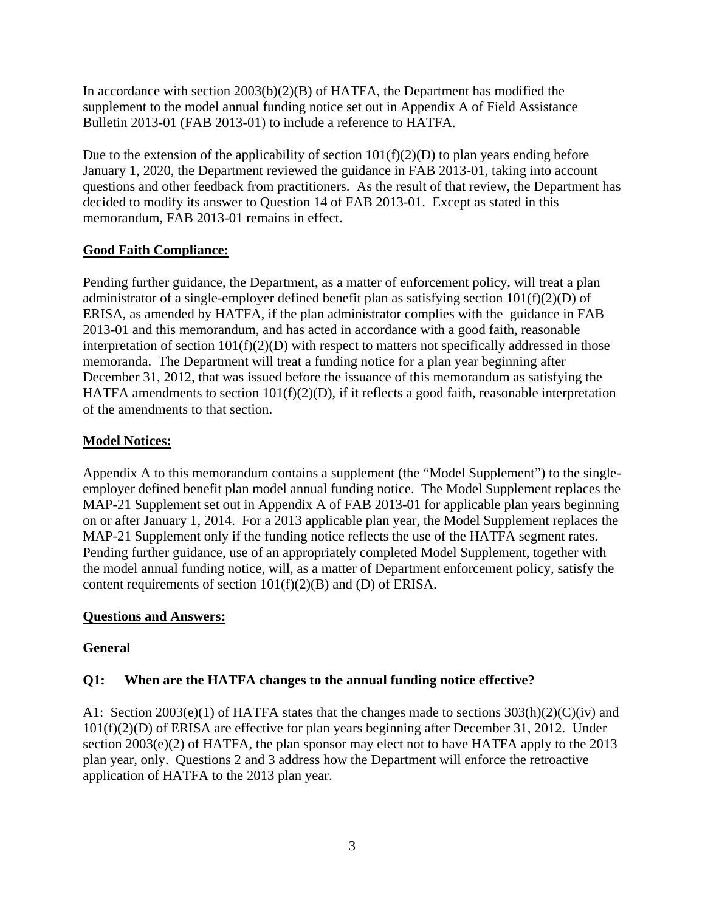In accordance with section 2003(b)(2)(B) of HATFA, the Department has modified the supplement to the model annual funding notice set out in Appendix A of Field Assistance Bulletin 2013-01 (FAB 2013-01) to include a reference to HATFA.

Due to the extension of the applicability of section 101(f)(2)(D) to plan years ending before January 1, 2020, the Department reviewed the guidance in FAB 2013-01, taking into account questions and other feedback from practitioners. As the result of that review, the Department has decided to modify its answer to Question 14 of FAB 2013-01. Except as stated in this memorandum, FAB 2013-01 remains in effect.

**<u>Good Faith Compliance:</u>**

Pending further guidance, the Department, as a matter of enforcement policy, will treat a plan administrator of a single-employer defined benefit plan as satisfying section 101(f)(2)(D) of ERISA, as amended by HATFA, if the plan administrator complies with the guidance in FAB 2013-01 and this memorandum, and has acted in accordance with a good faith, reasonable interpretation of section 101(f)(2)(D) with respect to matters not specifically addressed in those memoranda. The Department will treat a funding notice for a plan year beginning after December 31, 2012, that was issued before the issuance of this memorandum as satisfying the HATFA amendments to section 101(f)(2)(D), if it reflects a good faith, reasonable interpretation of the amendments to that section.

**<u>Model Notices:</u>**

Appendix A to this memorandum contains a supplement (the "Model Supplement") to the single-employer defined benefit plan model annual funding notice. The Model Supplement replaces the MAP-21 Supplement set out in Appendix A of FAB 2013-01 for applicable plan years beginning on or after January 1, 2014. For a 2013 applicable plan year, the Model Supplement replaces the MAP-21 Supplement only if the funding notice reflects the use of the HATFA segment rates. Pending further guidance, use of an appropriately completed Model Supplement, together with the model annual funding notice, will, as a matter of Department enforcement policy, satisfy the content requirements of section 101(f)(2)(B) and (D) of ERISA.

**<u>Questions and Answers:</u>**

**General**

**Q1: When are the HATFA changes to the annual funding notice effective?**

A1: Section 2003(e)(1) of HATFA states that the changes made to sections 303(h)(2)(C)(iv) and 101(f)(2)(D) of ERISA are effective for plan years beginning after December 31, 2012. Under section 2003(e)(2) of HATFA, the plan sponsor may elect not to have HATFA apply to the 2013 plan year, only. Questions 2 and 3 address how the Department will enforce the retroactive application of HATFA to the 2013 plan year.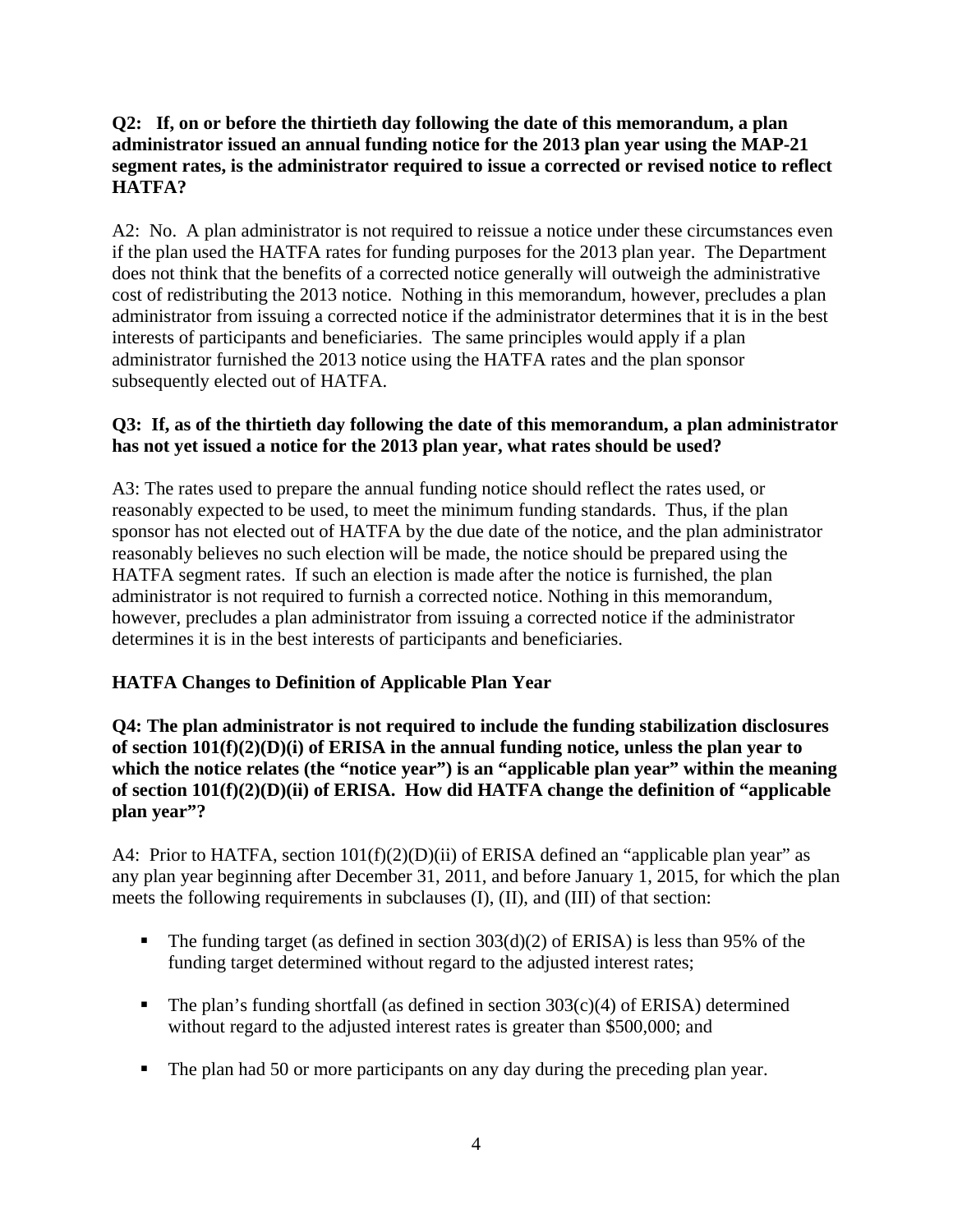**Q2: If, on or before the thirtieth day following the date of this memorandum, a plan administrator issued an annual funding notice for the 2013 plan year using the MAP-21 segment rates, is the administrator required to issue a corrected or revised notice to reflect HATFA?**

A2: No. A plan administrator is not required to reissue a notice under these circumstances even if the plan used the HATFA rates for funding purposes for the 2013 plan year. The Department does not think that the benefits of a corrected notice generally will outweigh the administrative cost of redistributing the 2013 notice. Nothing in this memorandum, however, precludes a plan administrator from issuing a corrected notice if the administrator determines that it is in the best interests of participants and beneficiaries. The same principles would apply if a plan administrator furnished the 2013 notice using the HATFA rates and the plan sponsor subsequently elected out of HATFA.

**Q3: If, as of the thirtieth day following the date of this memorandum, a plan administrator has not yet issued a notice for the 2013 plan year, what rates should be used?**

A3: The rates used to prepare the annual funding notice should reflect the rates used, or reasonably expected to be used, to meet the minimum funding standards. Thus, if the plan sponsor has not elected out of HATFA by the due date of the notice, and the plan administrator reasonably believes no such election will be made, the notice should be prepared using the HATFA segment rates. If such an election is made after the notice is furnished, the plan administrator is not required to furnish a corrected notice. Nothing in this memorandum, however, precludes a plan administrator from issuing a corrected notice if the administrator determines it is in the best interests of participants and beneficiaries.

**HATFA Changes to Definition of Applicable Plan Year**

**Q4: The plan administrator is not required to include the funding stabilization disclosures of section 101(f)(2)(D)(i) of ERISA in the annual funding notice, unless the plan year to which the notice relates (the "notice year") is an "applicable plan year" within the meaning of section 101(f)(2)(D)(ii) of ERISA. How did HATFA change the definition of "applicable plan year"?**

A4: Prior to HATFA, section 101(f)(2)(D)(ii) of ERISA defined an "applicable plan year" as any plan year beginning after December 31, 2011, and before January 1, 2015, for which the plan meets the following requirements in subclauses (I), (II), and (III) of that section:

- The funding target (as defined in section 303(d)(2) of ERISA) is less than 95% of the funding target determined without regard to the adjusted interest rates;
- The plan's funding shortfall (as defined in section 303(c)(4) of ERISA) determined without regard to the adjusted interest rates is greater than $500,000; and
- The plan had 50 or more participants on any day during the preceding plan year.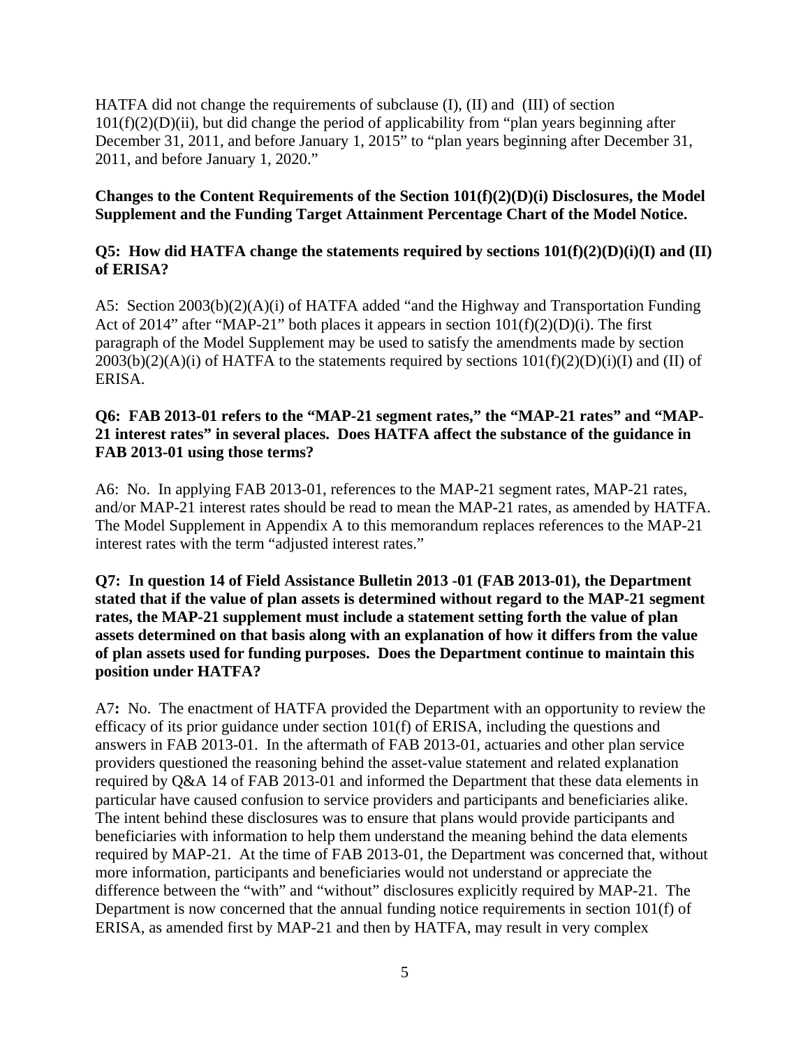HATFA did not change the requirements of subclause (I), (II) and (III) of section 101(f)(2)(D)(ii), but did change the period of applicability from "plan years beginning after December 31, 2011, and before January 1, 2015" to "plan years beginning after December 31, 2011, and before January 1, 2020."

**Changes to the Content Requirements of the Section 101(f)(2)(D)(i) Disclosures, the Model Supplement and the Funding Target Attainment Percentage Chart of the Model Notice.**

**Q5: How did HATFA change the statements required by sections 101(f)(2)(D)(i)(I) and (II) of ERISA?**

A5: Section 2003(b)(2)(A)(i) of HATFA added "and the Highway and Transportation Funding Act of 2014" after "MAP-21" both places it appears in section 101(f)(2)(D)(i). The first paragraph of the Model Supplement may be used to satisfy the amendments made by section 2003(b)(2)(A)(i) of HATFA to the statements required by sections 101(f)(2)(D)(i)(I) and (II) of ERISA.

**Q6: FAB 2013-01 refers to the "MAP-21 segment rates," the "MAP-21 rates" and "MAP-21 interest rates" in several places. Does HATFA affect the substance of the guidance in FAB 2013-01 using those terms?**

A6: No. In applying FAB 2013-01, references to the MAP-21 segment rates, MAP-21 rates, and/or MAP-21 interest rates should be read to mean the MAP-21 rates, as amended by HATFA. The Model Supplement in Appendix A to this memorandum replaces references to the MAP-21 interest rates with the term "adjusted interest rates."

**Q7: In question 14 of Field Assistance Bulletin 2013 -01 (FAB 2013-01), the Department stated that if the value of plan assets is determined without regard to the MAP-21 segment rates, the MAP-21 supplement must include a statement setting forth the value of plan assets determined on that basis along with an explanation of how it differs from the value of plan assets used for funding purposes. Does the Department continue to maintain this position under HATFA?**

A7**:** No. The enactment of HATFA provided the Department with an opportunity to review the efficacy of its prior guidance under section 101(f) of ERISA, including the questions and answers in FAB 2013-01. In the aftermath of FAB 2013-01, actuaries and other plan service providers questioned the reasoning behind the asset-value statement and related explanation required by Q&A 14 of FAB 2013-01 and informed the Department that these data elements in particular have caused confusion to service providers and participants and beneficiaries alike. The intent behind these disclosures was to ensure that plans would provide participants and beneficiaries with information to help them understand the meaning behind the data elements required by MAP-21. At the time of FAB 2013-01, the Department was concerned that, without more information, participants and beneficiaries would not understand or appreciate the difference between the "with" and "without" disclosures explicitly required by MAP-21. The Department is now concerned that the annual funding notice requirements in section 101(f) of ERISA, as amended first by MAP-21 and then by HATFA, may result in very complex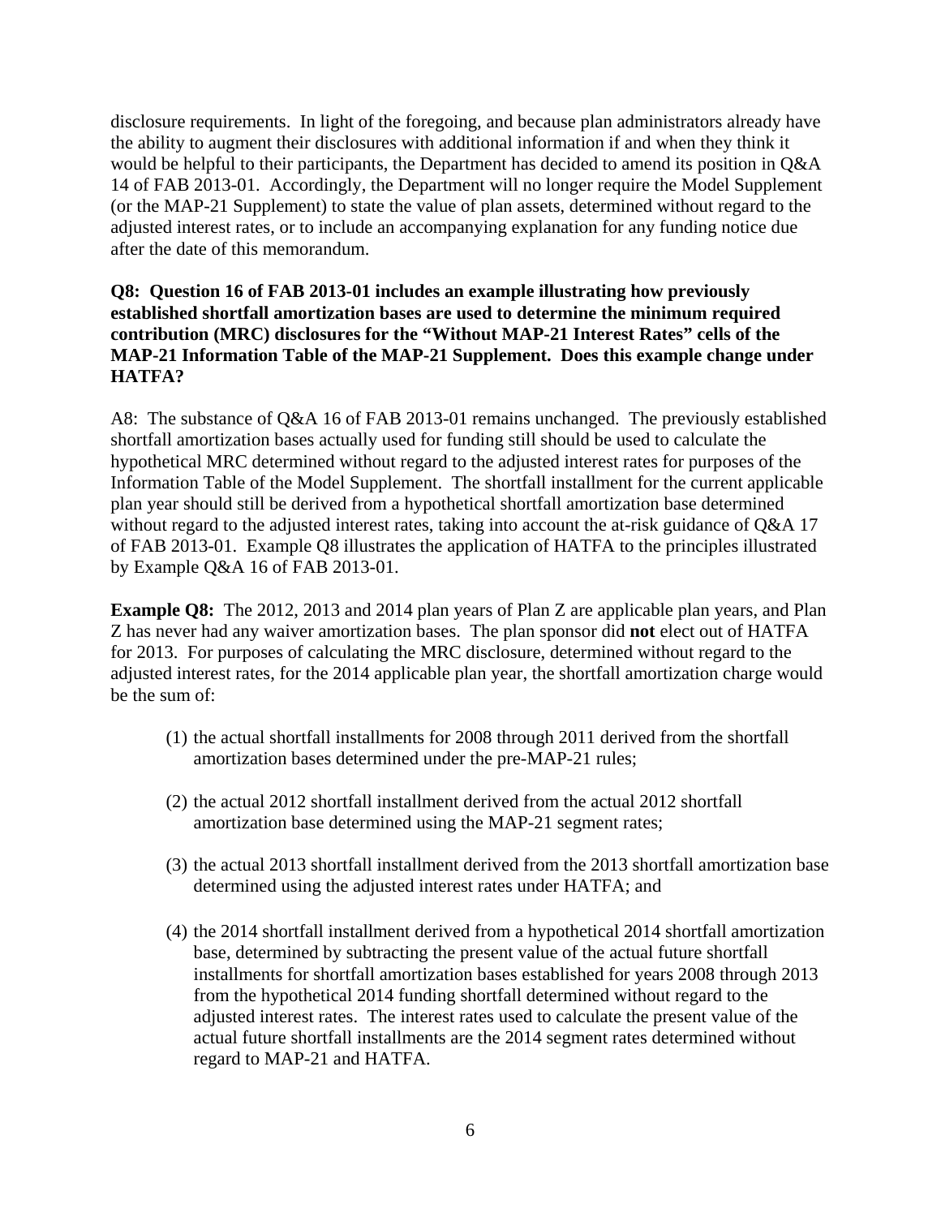disclosure requirements. In light of the foregoing, and because plan administrators already have the ability to augment their disclosures with additional information if and when they think it would be helpful to their participants, the Department has decided to amend its position in Q&A 14 of FAB 2013-01. Accordingly, the Department will no longer require the Model Supplement (or the MAP-21 Supplement) to state the value of plan assets, determined without regard to the adjusted interest rates, or to include an accompanying explanation for any funding notice due after the date of this memorandum.

**Q8: Question 16 of FAB 2013-01 includes an example illustrating how previously established shortfall amortization bases are used to determine the minimum required contribution (MRC) disclosures for the "Without MAP-21 Interest Rates" cells of the MAP-21 Information Table of the MAP-21 Supplement. Does this example change under HATFA?**

A8: The substance of Q&A 16 of FAB 2013-01 remains unchanged. The previously established shortfall amortization bases actually used for funding still should be used to calculate the hypothetical MRC determined without regard to the adjusted interest rates for purposes of the Information Table of the Model Supplement. The shortfall installment for the current applicable plan year should still be derived from a hypothetical shortfall amortization base determined without regard to the adjusted interest rates, taking into account the at-risk guidance of Q&A 17 of FAB 2013-01. Example Q8 illustrates the application of HATFA to the principles illustrated by Example Q&A 16 of FAB 2013-01.

**Example Q8:** The 2012, 2013 and 2014 plan years of Plan Z are applicable plan years, and Plan Z has never had any waiver amortization bases. The plan sponsor did **not** elect out of HATFA for 2013. For purposes of calculating the MRC disclosure, determined without regard to the adjusted interest rates, for the 2014 applicable plan year, the shortfall amortization charge would be the sum of:

(1) the actual shortfall installments for 2008 through 2011 derived from the shortfall amortization bases determined under the pre-MAP-21 rules;

(2) the actual 2012 shortfall installment derived from the actual 2012 shortfall amortization base determined using the MAP-21 segment rates;

(3) the actual 2013 shortfall installment derived from the 2013 shortfall amortization base determined using the adjusted interest rates under HATFA; and

(4) the 2014 shortfall installment derived from a hypothetical 2014 shortfall amortization base, determined by subtracting the present value of the actual future shortfall installments for shortfall amortization bases established for years 2008 through 2013 from the hypothetical 2014 funding shortfall determined without regard to the adjusted interest rates. The interest rates used to calculate the present value of the actual future shortfall installments are the 2014 segment rates determined without regard to MAP-21 and HATFA.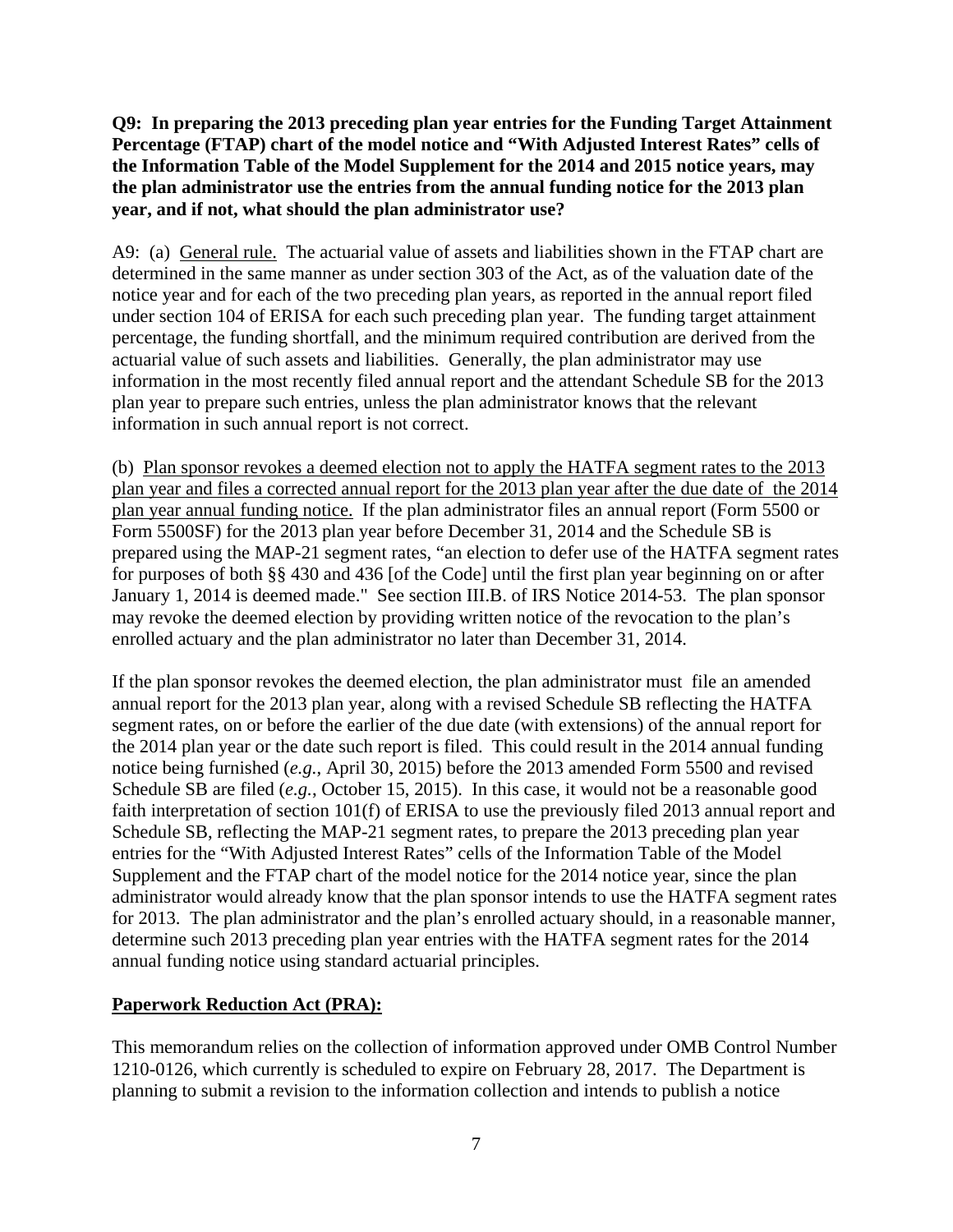**Q9: In preparing the 2013 preceding plan year entries for the Funding Target Attainment Percentage (FTAP) chart of the model notice and "With Adjusted Interest Rates" cells of the Information Table of the Model Supplement for the 2014 and 2015 notice years, may the plan administrator use the entries from the annual funding notice for the 2013 plan year, and if not, what should the plan administrator use?**

A9: (a) General rule. The actuarial value of assets and liabilities shown in the FTAP chart are determined in the same manner as under section 303 of the Act, as of the valuation date of the notice year and for each of the two preceding plan years, as reported in the annual report filed under section 104 of ERISA for each such preceding plan year. The funding target attainment percentage, the funding shortfall, and the minimum required contribution are derived from the actuarial value of such assets and liabilities. Generally, the plan administrator may use information in the most recently filed annual report and the attendant Schedule SB for the 2013 plan year to prepare such entries, unless the plan administrator knows that the relevant information in such annual report is not correct.

(b) Plan sponsor revokes a deemed election not to apply the HATFA segment rates to the 2013 plan year and files a corrected annual report for the 2013 plan year after the due date of the 2014 plan year annual funding notice. If the plan administrator files an annual report (Form 5500 or Form 5500SF) for the 2013 plan year before December 31, 2014 and the Schedule SB is prepared using the MAP-21 segment rates, "an election to defer use of the HATFA segment rates for purposes of both §§ 430 and 436 [of the Code] until the first plan year beginning on or after January 1, 2014 is deemed made." See section III.B. of IRS Notice 2014-53. The plan sponsor may revoke the deemed election by providing written notice of the revocation to the plan's enrolled actuary and the plan administrator no later than December 31, 2014.

If the plan sponsor revokes the deemed election, the plan administrator must file an amended annual report for the 2013 plan year, along with a revised Schedule SB reflecting the HATFA segment rates, on or before the earlier of the due date (with extensions) of the annual report for the 2014 plan year or the date such report is filed. This could result in the 2014 annual funding notice being furnished (*e.g.*, April 30, 2015) before the 2013 amended Form 5500 and revised Schedule SB are filed (*e.g.*, October 15, 2015). In this case, it would not be a reasonable good faith interpretation of section 101(f) of ERISA to use the previously filed 2013 annual report and Schedule SB, reflecting the MAP-21 segment rates, to prepare the 2013 preceding plan year entries for the "With Adjusted Interest Rates" cells of the Information Table of the Model Supplement and the FTAP chart of the model notice for the 2014 notice year, since the plan administrator would already know that the plan sponsor intends to use the HATFA segment rates for 2013. The plan administrator and the plan's enrolled actuary should, in a reasonable manner, determine such 2013 preceding plan year entries with the HATFA segment rates for the 2014 annual funding notice using standard actuarial principles.

**Paperwork Reduction Act (PRA):**

This memorandum relies on the collection of information approved under OMB Control Number 1210-0126, which currently is scheduled to expire on February 28, 2017. The Department is planning to submit a revision to the information collection and intends to publish a notice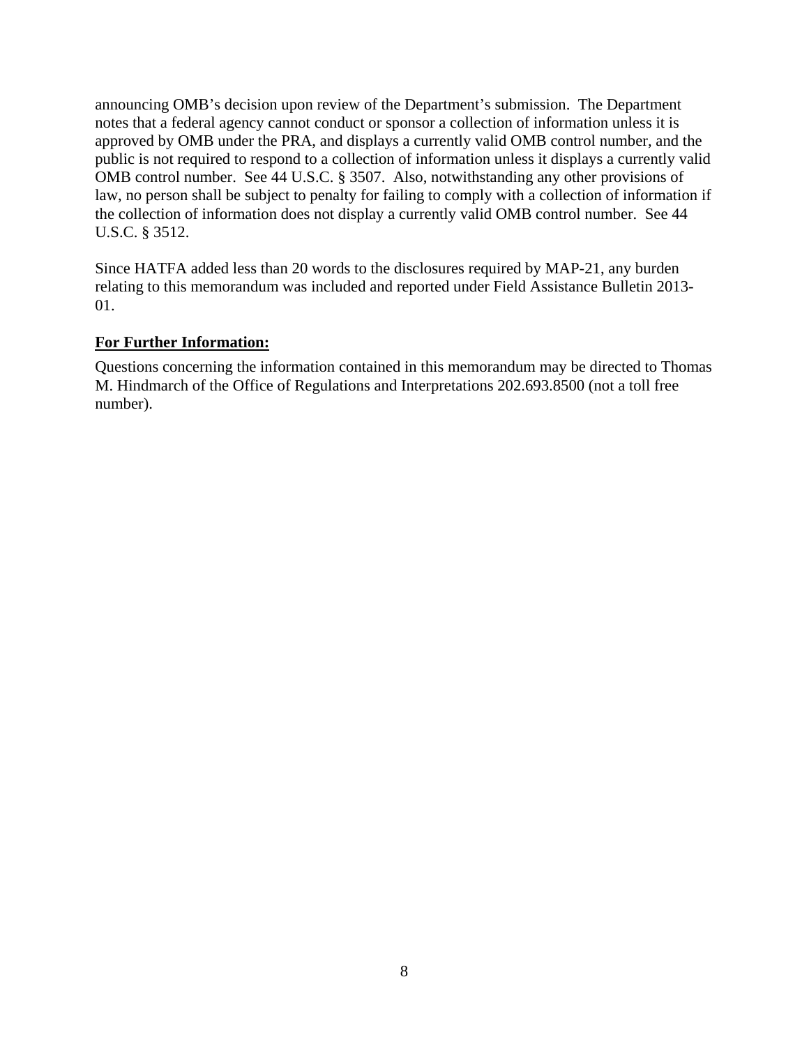announcing OMB's decision upon review of the Department's submission. The Department notes that a federal agency cannot conduct or sponsor a collection of information unless it is approved by OMB under the PRA, and displays a currently valid OMB control number, and the public is not required to respond to a collection of information unless it displays a currently valid OMB control number. See 44 U.S.C. § 3507. Also, notwithstanding any other provisions of law, no person shall be subject to penalty for failing to comply with a collection of information if the collection of information does not display a currently valid OMB control number. See 44 U.S.C. § 3512.

Since HATFA added less than 20 words to the disclosures required by MAP-21, any burden relating to this memorandum was included and reported under Field Assistance Bulletin 2013-01.

**For Further Information:**

Questions concerning the information contained in this memorandum may be directed to Thomas M. Hindmarch of the Office of Regulations and Interpretations 202.693.8500 (not a toll free number).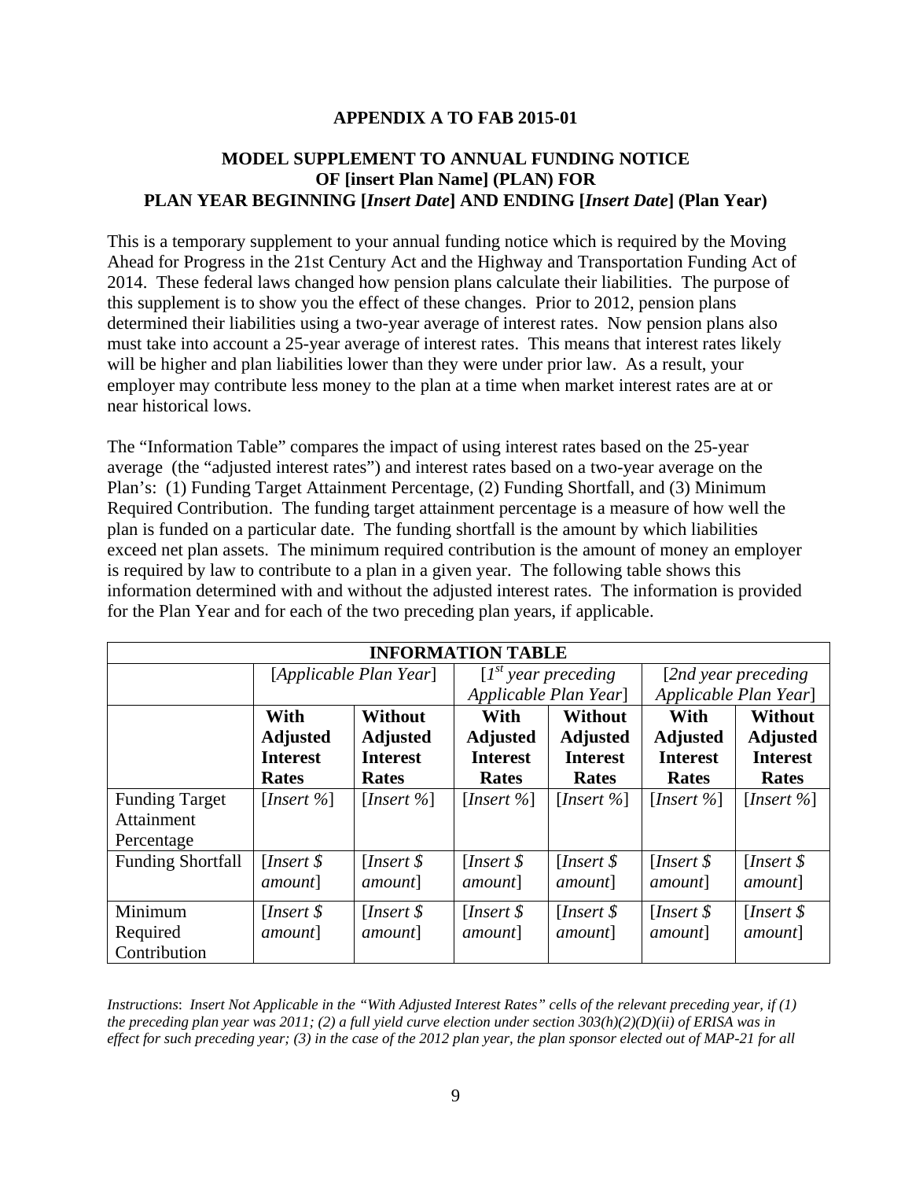**APPENDIX A TO FAB 2015-01**

**MODEL SUPPLEMENT TO ANNUAL FUNDING NOTICE OF [insert Plan Name] (PLAN) FOR PLAN YEAR BEGINNING [*Insert Date*] AND ENDING [*Insert Date*] (Plan Year)**

This is a temporary supplement to your annual funding notice which is required by the Moving Ahead for Progress in the 21st Century Act and the Highway and Transportation Funding Act of 2014. These federal laws changed how pension plans calculate their liabilities. The purpose of this supplement is to show you the effect of these changes. Prior to 2012, pension plans determined their liabilities using a two-year average of interest rates. Now pension plans also must take into account a 25-year average of interest rates. This means that interest rates likely will be higher and plan liabilities lower than they were under prior law. As a result, your employer may contribute less money to the plan at a time when market interest rates are at or near historical lows.

The "Information Table" compares the impact of using interest rates based on the 25-year average (the "adjusted interest rates") and interest rates based on a two-year average on the Plan's: (1) Funding Target Attainment Percentage, (2) Funding Shortfall, and (3) Minimum Required Contribution. The funding target attainment percentage is a measure of how well the plan is funded on a particular date. The funding shortfall is the amount by which liabilities exceed net plan assets. The minimum required contribution is the amount of money an employer is required by law to contribute to a plan in a given year. The following table shows this information determined with and without the adjusted interest rates. The information is provided for the Plan Year and for each of the two preceding plan years, if applicable.

| **INFORMATION TABLE** | | | | | | |
|---|---|---|---|---|---|---|
| | [*Applicable Plan Year*] | | [*1st year preceding Applicable Plan Year*] | | [*2nd year preceding Applicable Plan Year*] | |
| | **With Adjusted Interest Rates** | **Without Adjusted Interest Rates** | **With Adjusted Interest Rates** | **Without Adjusted Interest Rates** | **With Adjusted Interest Rates** | **Without Adjusted Interest Rates** |
| Funding Target Attainment Percentage | [*Insert %*] | [*Insert %*] | [*Insert %*] | [*Insert %*] | [*Insert %*] | [*Insert %*] |
| Funding Shortfall | [*Insert $ amount*] | [*Insert $ amount*] | [*Insert $ amount*] | [*Insert $ amount*] | [*Insert $ amount*] | [*Insert $ amount*] |
| Minimum Required Contribution | [*Insert $ amount*] | [*Insert $ amount*] | [*Insert $ amount*] | [*Insert $ amount*] | [*Insert $ amount*] | [*Insert $ amount*] |

*Instructions*: *Insert Not Applicable in the "With Adjusted Interest Rates" cells of the relevant preceding year, if (1) the preceding plan year was 2011; (2) a full yield curve election under section 303(h)(2)(D)(ii) of ERISA was in effect for such preceding year; (3) in the case of the 2012 plan year, the plan sponsor elected out of MAP-21 for all*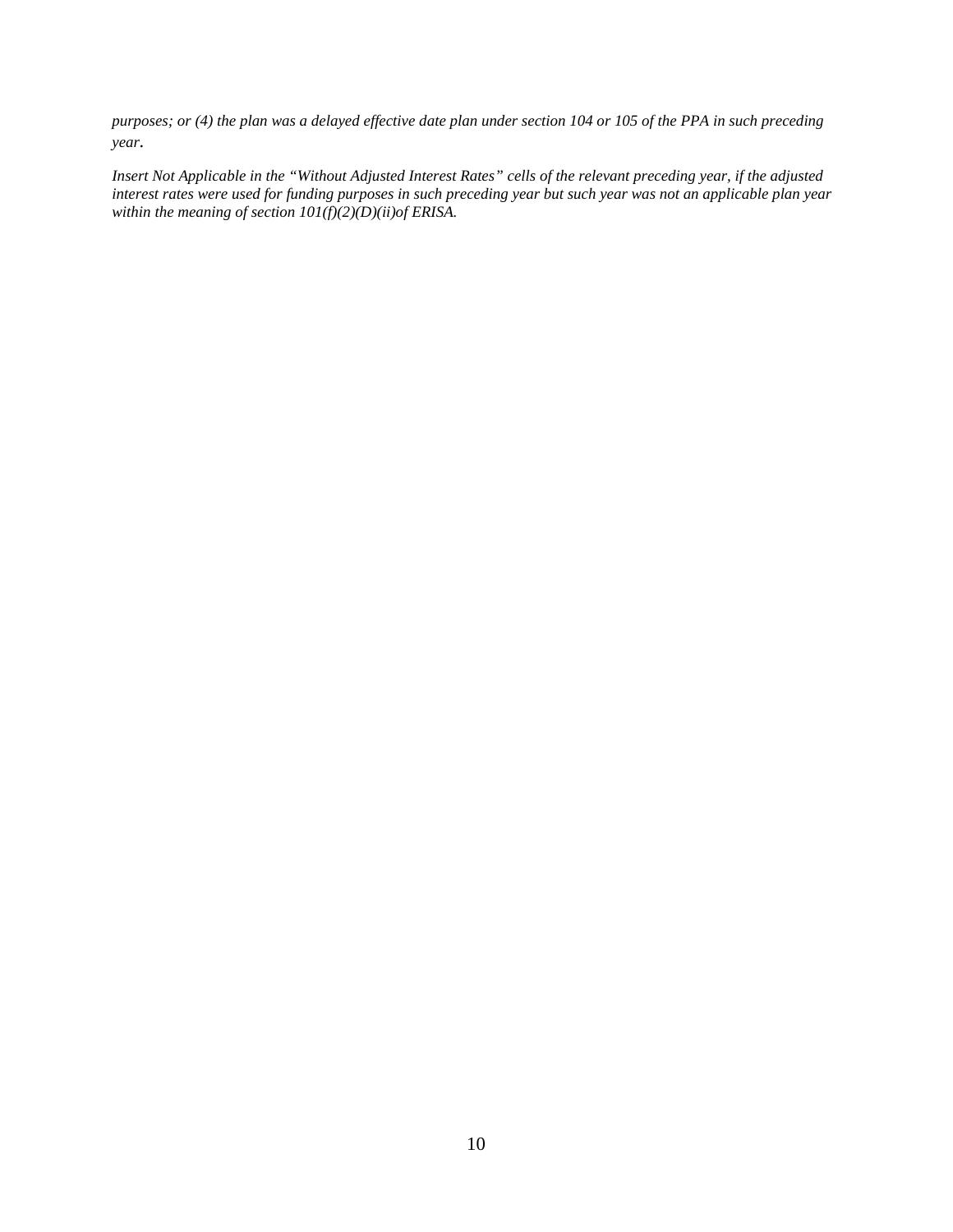*purposes; or (4) the plan was a delayed effective date plan under section 104 or 105 of the PPA in such preceding year.*

*Insert Not Applicable in the "Without Adjusted Interest Rates" cells of the relevant preceding year, if the adjusted interest rates were used for funding purposes in such preceding year but such year was not an applicable plan year within the meaning of section 101(f)(2)(D)(ii)of ERISA.*